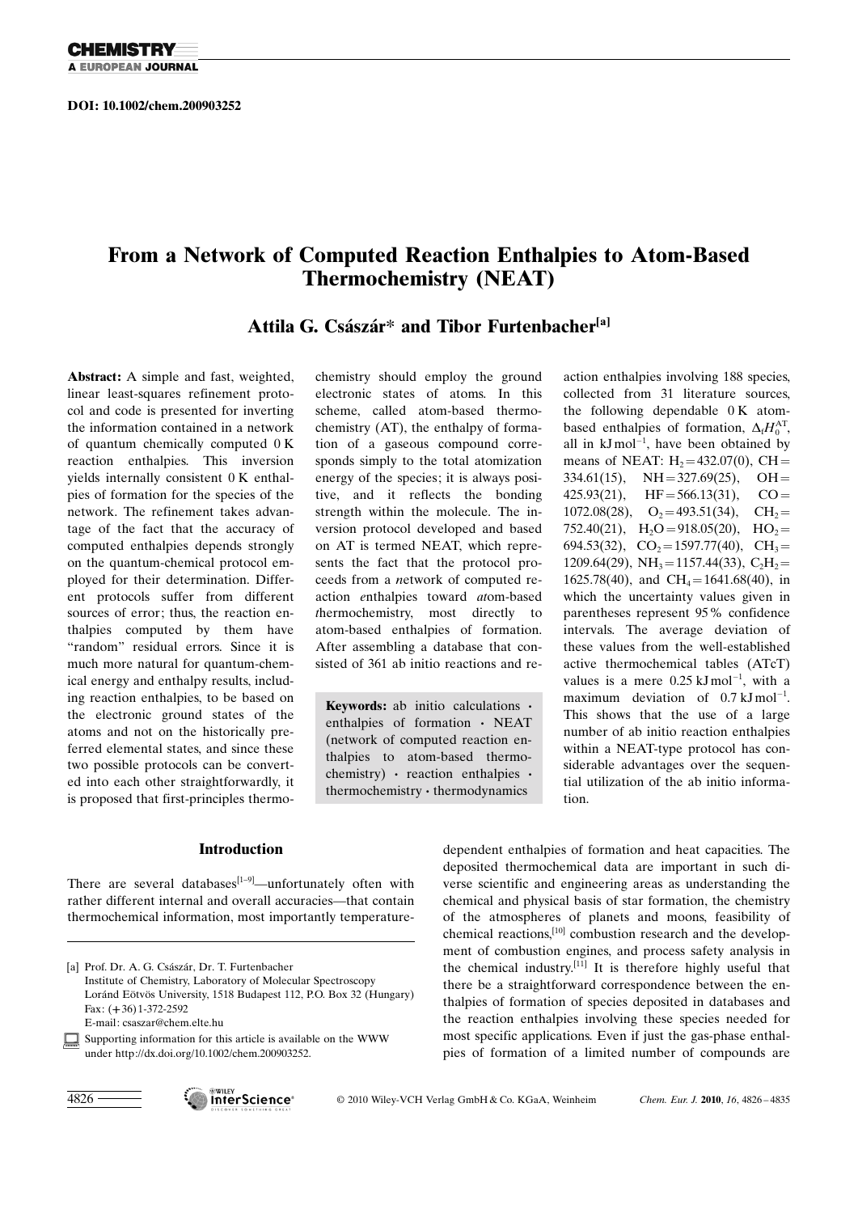DOI: 10.1002/chem.200903252

# From a Network of Computed Reaction Enthalpies to Atom-Based Thermochemistry (NEAT)

**Attila G. Császár\* and Tibor Furtenbacher[a]**

**Abstract:** A simple and fast, weighted, linear least-squares refinement protocol and code is presented for inverting the information contained in a network of quantum chemically computed 0 K reaction enthalpies. This inversion yields internally consistent 0 K enthalpies of formation for the species of the network. The refinement takes advantage of the fact that the accuracy of computed enthalpies depends strongly on the quantum-chemical protocol employed for their determination. Different protocols suffer from different sources of error; thus, the reaction enthalpies computed by them have "random" residual errors. Since it is much more natural for quantum-chemical energy and enthalpy results, including reaction enthalpies, to be based on the electronic ground states of the atoms and not on the historically preferred elemental states, and since these two possible protocols can be converted into each other straightforwardly, it is proposed that first-principles thermochemistry should employ the ground electronic states of atoms. In this scheme, called atom-based thermochemistry (AT), the enthalpy of formation of a gaseous compound corresponds simply to the total atomization energy of the species; it is always positive, and it reflects the bonding strength within the molecule. The inversion protocol developed and based on AT is termed NEAT, which represents the fact that the protocol proceeds from a *n*etwork of computed reaction *e*nthalpies toward *at*om-based *t*hermochemistry, most directly to atom-based enthalpies of formation. After assembling a database that consisted of 361 ab initio reactions and reaction enthalpies involving 188 species, collected from 31 literature sources, the following dependable 0 K atom-based enthalpies of formation, $\Delta_f H_0^{AT}$, all in $kJ\,mol^{-1}$, have been obtained by means of NEAT: $H_2$ = 432.07(0), CH = 334.61(15), NH = 327.69(25), OH = 425.93(21), HF = 566.13(31), CO = 1072.08(28), $O_2$ = 493.51(34), $CH_2$ = 752.40(21), $H_2O$ = 918.05(20), $HO_2$ = 694.53(32), $CO_2$ = 1597.77(40), $CH_3$ = 1209.64(29), $NH_3$ = 1157.44(33), $C_2H_2$ = 1625.78(40), and $CH_4$ = 1641.68(40), in which the uncertainty values given in parentheses represent 95% confidence intervals. The average deviation of these values from the well-established active thermochemical tables (ATcT) values is a mere $0.25\,kJ\,mol^{-1}$, with a maximum deviation of $0.7\,kJ\,mol^{-1}$. This shows that the use of a large number of ab initio reaction enthalpies within a NEAT-type protocol has considerable advantages over the sequential utilization of the ab initio information.

**Keywords:** ab initio calculations · enthalpies of formation · NEAT (network of computed reaction enthalpies to atom-based thermochemistry) · reaction enthalpies · thermochemistry · thermodynamics

## Introduction

There are several databases[1–9]—unfortunately often with rather different internal and overall accuracies—that contain thermochemical information, most importantly temperature-dependent enthalpies of formation and heat capacities. The deposited thermochemical data are important in such diverse scientific and engineering areas as understanding the chemical and physical basis of star formation, the chemistry of the atmospheres of planets and moons, feasibility of chemical reactions,[10] combustion research and the development of combustion engines, and process safety analysis in the chemical industry.[11] It is therefore highly useful that there be a straightforward correspondence between the enthalpies of formation of species deposited in databases and the reaction enthalpies involving these species needed for most specific applications. Even if just the gas-phase enthalpies of formation of a limited number of compounds are

---

[a] Prof. Dr. A. G. Császár, Dr. T. Furtenbacher
Institute of Chemistry, Laboratory of Molecular Spectroscopy
Loránd Eötvös University, 1518 Budapest 112, P.O. Box 32 (Hungary)
Fax: (+36) 1-372-2592
E-mail: csaszar@chem.elte.hu

Supporting information for this article is available on the WWW under http://dx.doi.org/10.1002/chem.200903252.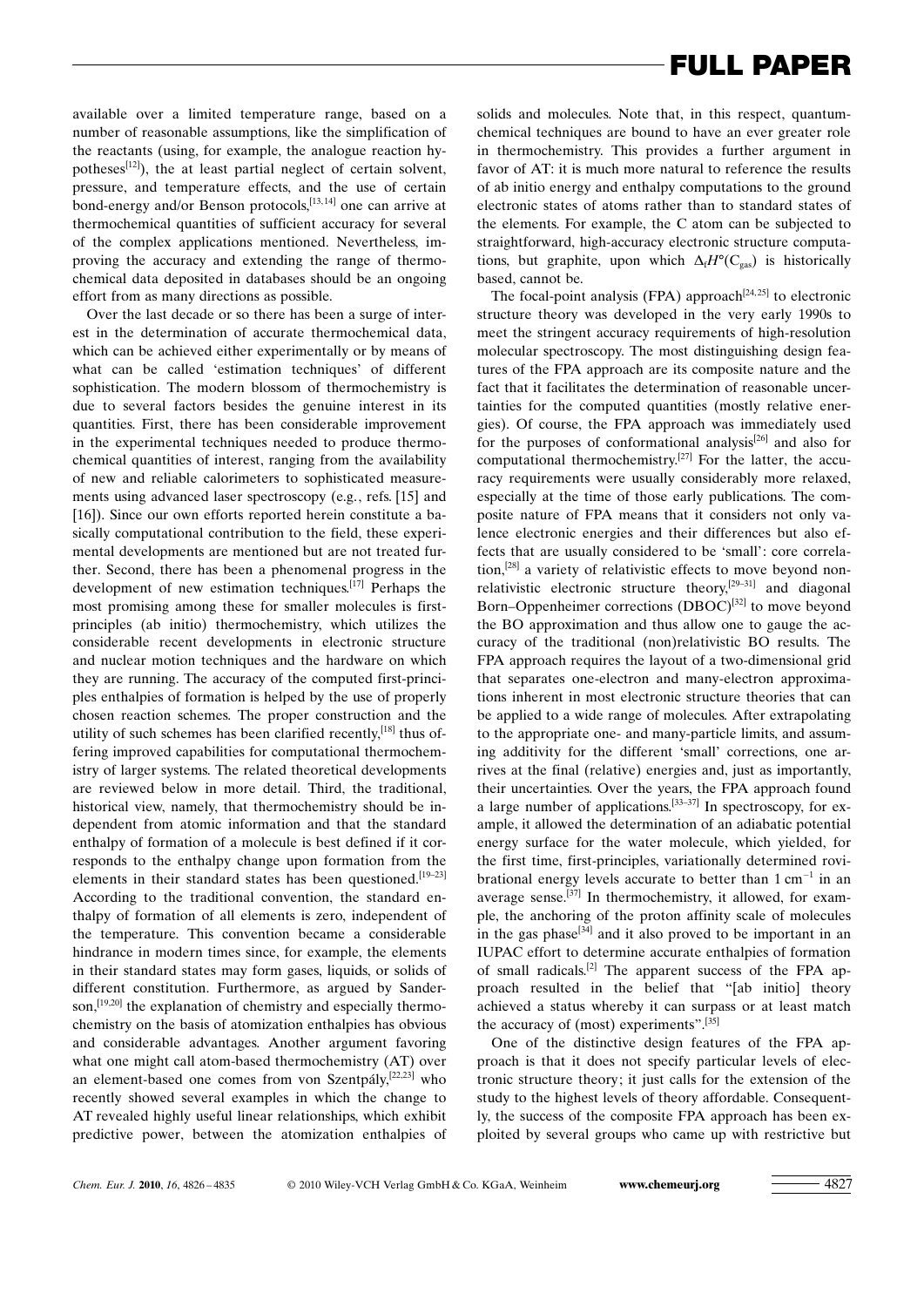available over a limited temperature range, based on a number of reasonable assumptions, like the simplification of the reactants (using, for example, the analogue reaction hypotheses[12]), the at least partial neglect of certain solvent, pressure, and temperature effects, and the use of certain bond-energy and/or Benson protocols,[13,14] one can arrive at thermochemical quantities of sufficient accuracy for several of the complex applications mentioned. Nevertheless, improving the accuracy and extending the range of thermochemical data deposited in databases should be an ongoing effort from as many directions as possible.

Over the last decade or so there has been a surge of interest in the determination of accurate thermochemical data, which can be achieved either experimentally or by means of what can be called 'estimation techniques' of different sophistication. The modern blossom of thermochemistry is due to several factors besides the genuine interest in its quantities. First, there has been considerable improvement in the experimental techniques needed to produce thermochemical quantities of interest, ranging from the availability of new and reliable calorimeters to sophisticated measurements using advanced laser spectroscopy (e.g., refs. [15] and [16]). Since our own efforts reported herein constitute a basically computational contribution to the field, these experimental developments are mentioned but are not treated further. Second, there has been a phenomenal progress in the development of new estimation techniques.[17] Perhaps the most promising among these for smaller molecules is first-principles (ab initio) thermochemistry, which utilizes the considerable recent developments in electronic structure and nuclear motion techniques and the hardware on which they are running. The accuracy of the computed first-principles enthalpies of formation is helped by the use of properly chosen reaction schemes. The proper construction and the utility of such schemes has been clarified recently,[18] thus offering improved capabilities for computational thermochemistry of larger systems. The related theoretical developments are reviewed below in more detail. Third, the traditional, historical view, namely, that thermochemistry should be independent from atomic information and that the standard enthalpy of formation of a molecule is best defined if it corresponds to the enthalpy change upon formation from the elements in their standard states has been questioned.[19–23] According to the traditional convention, the standard enthalpy of formation of all elements is zero, independent of the temperature. This convention became a considerable hindrance in modern times since, for example, the elements in their standard states may form gases, liquids, or solids of different constitution. Furthermore, as argued by Sanderson,[19,20] the explanation of chemistry and especially thermochemistry on the basis of atomization enthalpies has obvious and considerable advantages. Another argument favoring what one might call atom-based thermochemistry (AT) over an element-based one comes from von Szentpály,[22,23] who recently showed several examples in which the change to AT revealed highly useful linear relationships, which exhibit predictive power, between the atomization enthalpies of solids and molecules. Note that, in this respect, quantum-chemical techniques are bound to have an ever greater role in thermochemistry. This provides a further argument in favor of AT: it is much more natural to reference the results of ab initio energy and enthalpy computations to the ground electronic states of atoms rather than to standard states of the elements. For example, the C atom can be subjected to straightforward, high-accuracy electronic structure computations, but graphite, upon which $\Delta_f H^\circ(C_{gas})$ is historically based, cannot be.

The focal-point analysis (FPA) approach[24,25] to electronic structure theory was developed in the very early 1990s to meet the stringent accuracy requirements of high-resolution molecular spectroscopy. The most distinguishing design features of the FPA approach are its composite nature and the fact that it facilitates the determination of reasonable uncertainties for the computed quantities (mostly relative energies). Of course, the FPA approach was immediately used for the purposes of conformational analysis[26] and also for computational thermochemistry.[27] For the latter, the accuracy requirements were usually considerably more relaxed, especially at the time of those early publications. The composite nature of FPA means that it considers not only valence electronic energies and their differences but also effects that are usually considered to be 'small': core correlation,[28] a variety of relativistic effects to move beyond nonrelativistic electronic structure theory,[29–31] and diagonal Born–Oppenheimer corrections (DBOC)[32] to move beyond the BO approximation and thus allow one to gauge the accuracy of the traditional (non)relativistic BO results. The FPA approach requires the layout of a two-dimensional grid that separates one-electron and many-electron approximations inherent in most electronic structure theories that can be applied to a wide range of molecules. After extrapolating to the appropriate one- and many-particle limits, and assuming additivity for the different 'small' corrections, one arrives at the final (relative) energies and, just as importantly, their uncertainties. Over the years, the FPA approach found a large number of applications.[33–37] In spectroscopy, for example, it allowed the determination of an adiabatic potential energy surface for the water molecule, which yielded, for the first time, first-principles, variationally determined rovibrational energy levels accurate to better than 1 $cm^{-1}$ in an average sense.[37] In thermochemistry, it allowed, for example, the anchoring of the proton affinity scale of molecules in the gas phase[34] and it also proved to be important in an IUPAC effort to determine accurate enthalpies of formation of small radicals.[2] The apparent success of the FPA approach resulted in the belief that "[ab initio] theory achieved a status whereby it can surpass or at least match the accuracy of (most) experiments".[35]

One of the distinctive design features of the FPA approach is that it does not specify particular levels of electronic structure theory; it just calls for the extension of the study to the highest levels of theory affordable. Consequently, the success of the composite FPA approach has been exploited by several groups who came up with restrictive but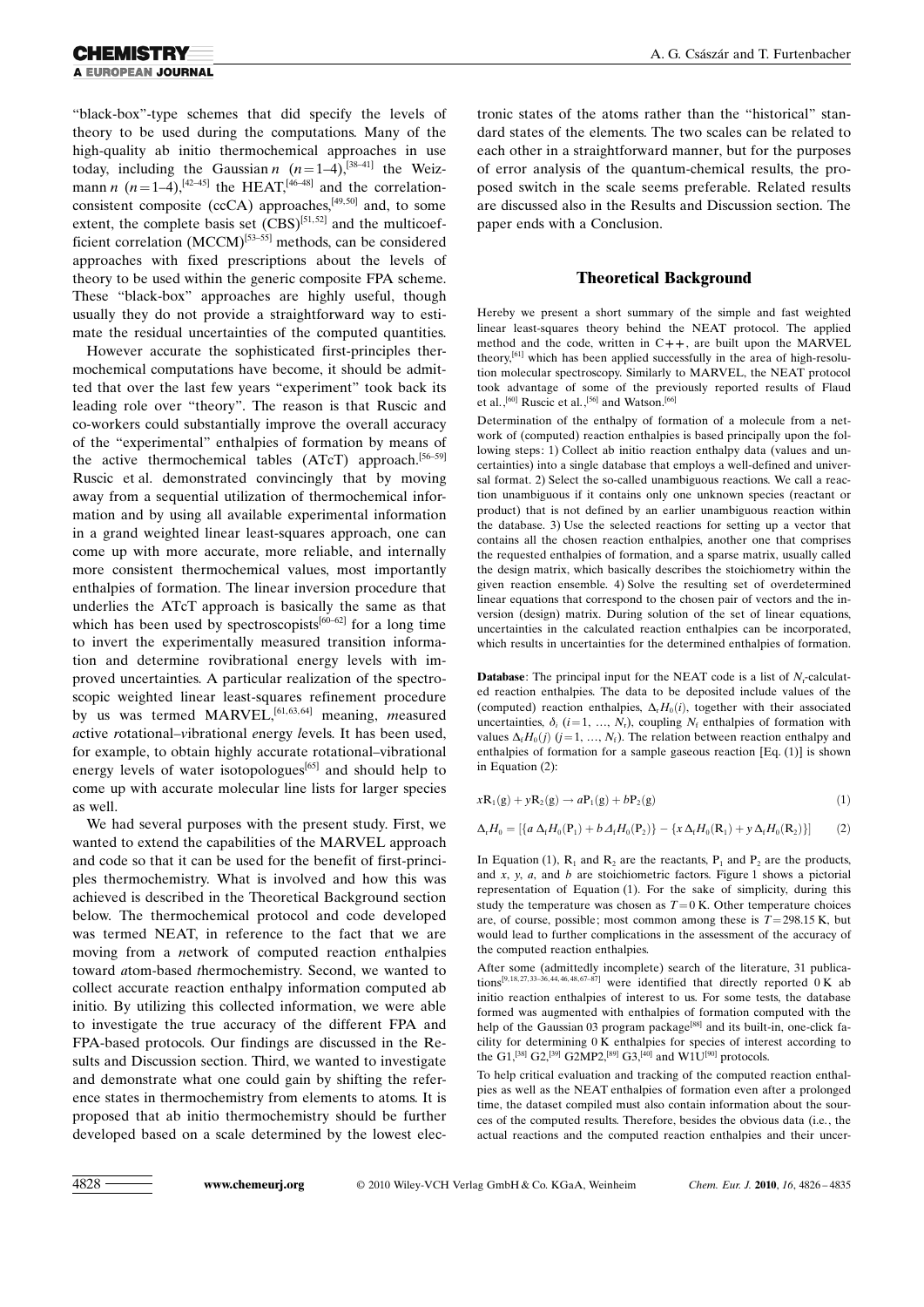"black-box"-type schemes that did specify the levels of theory to be used during the computations. Many of the high-quality ab initio thermochemical approaches in use today, including the Gaussian $n$ ($n$=1–4),[38–41] the Weizmann $n$ ($n$=1–4),[42–45] the HEAT,[46–48] and the correlation-consistent composite (ccCA) approaches,[49,50] and, to some extent, the complete basis set (CBS)[51,52] and the multicoefficient correlation (MCCM)[53–55] methods, can be considered approaches with fixed prescriptions about the levels of theory to be used within the generic composite FPA scheme. These "black-box" approaches are highly useful, though usually they do not provide a straightforward way to estimate the residual uncertainties of the computed quantities.

However accurate the sophisticated first-principles thermochemical computations have become, it should be admitted that over the last few years "experiment" took back its leading role over "theory". The reason is that Ruscic and co-workers could substantially improve the overall accuracy of the "experimental" enthalpies of formation by means of the active thermochemical tables (ATcT) approach.[56–59] Ruscic et al. demonstrated convincingly that by moving away from a sequential utilization of thermochemical information and by using all available experimental information in a grand weighted linear least-squares approach, one can come up with more accurate, more reliable, and internally more consistent thermochemical values, most importantly enthalpies of formation. The linear inversion procedure that underlies the ATcT approach is basically the same as that which has been used by spectroscopists[60–62] for a long time to invert the experimentally measured transition information and determine rovibrational energy levels with improved uncertainties. A particular realization of the spectroscopic weighted linear least-squares refinement procedure by us was termed MARVEL,[61,63,64] meaning, *m*easured *a*ctive *r*otational–*v*ibrational *e*nergy *l*evels. It has been used, for example, to obtain highly accurate rotational–vibrational energy levels of water isotopologues[65] and should help to come up with accurate molecular line lists for larger species as well.

We had several purposes with the present study. First, we wanted to extend the capabilities of the MARVEL approach and code so that it can be used for the benefit of first-principles thermochemistry. What is involved and how this was achieved is described in the Theoretical Background section below. The thermochemical protocol and code developed was termed NEAT, in reference to the fact that we are moving from a *n*etwork of computed reaction *e*nthalpies toward *a*tom-based *t*hermochemistry. Second, we wanted to collect accurate reaction enthalpy information computed ab initio. By utilizing this collected information, we were able to investigate the true accuracy of the different FPA and FPA-based protocols. Our findings are discussed in the Results and Discussion section. Third, we wanted to investigate and demonstrate what one could gain by shifting the reference states in thermochemistry from elements to atoms. It is proposed that ab initio thermochemistry should be further developed based on a scale determined by the lowest electronic states of the atoms rather than the "historical" standard states of the elements. The two scales can be related to each other in a straightforward manner, but for the purposes of error analysis of the quantum-chemical results, the proposed switch in the scale seems preferable. Related results are discussed also in the Results and Discussion section. The paper ends with a Conclusion.

## Theoretical Background

Hereby we present a short summary of the simple and fast weighted linear least-squares theory behind the NEAT protocol. The applied method and the code, written in C++, are built upon the MARVEL theory,[61] which has been applied successfully in the area of high-resolution molecular spectroscopy. Similarly to MARVEL, the NEAT protocol took advantage of some of the previously reported results of Flaud et al.,[60] Ruscic et al.,[56] and Watson.[66]

Determination of the enthalpy of formation of a molecule from a network of (computed) reaction enthalpies is based principally upon the following steps: 1) Collect ab initio reaction enthalpy data (values and uncertainties) into a single database that employs a well-defined and universal format. 2) Select the so-called unambiguous reactions. We call a reaction unambiguous if it contains only one unknown species (reactant or product) that is not defined by an earlier unambiguous reaction within the database. 3) Use the selected reactions for setting up a vector that contains all the chosen reaction enthalpies, another one that comprises the requested enthalpies of formation, and a sparse matrix, usually called the design matrix, which basically describes the stoichiometry within the given reaction ensemble. 4) Solve the resulting set of overdetermined linear equations that correspond to the chosen pair of vectors and the inversion (design) matrix. During solution of the set of linear equations, uncertainties in the calculated reaction enthalpies can be incorporated, which results in uncertainties for the determined enthalpies of formation.

**Database**: The principal input for the NEAT code is a list of $N_r$-calculated reaction enthalpies. The data to be deposited include values of the (computed) reaction enthalpies, $\Delta_r H_0(i)$, together with their associated uncertainties, $\delta_i$ ($i$=1, ..., $N_r$), coupling $N_f$ enthalpies of formation with values $\Delta_f H_0(j)$ ($j$=1, ..., $N_f$). The relation between reaction enthalpy and enthalpies of formation for a sample gaseous reaction [Eq. (1)] is shown in Equation (2):

$$xR_1(g) + yR_2(g) \rightarrow aP_1(g) + bP_2(g) \tag{1}$$

$$\Delta_r H_0 = [\{a\,\Delta_f H_0(P_1) + b\,\Delta_f H_0(P_2)\} - \{x\,\Delta_f H_0(R_1) + y\,\Delta_f H_0(R_2)\}] \tag{2}$$

In Equation (1), $R_1$ and $R_2$ are the reactants, $P_1$ and $P_2$ are the products, and $x$, $y$, $a$, and $b$ are stoichiometric factors. Figure 1 shows a pictorial representation of Equation (1). For the sake of simplicity, during this study the temperature was chosen as $T$=0 K. Other temperature choices are, of course, possible; most common among these is $T$=298.15 K, but would lead to further complications in the assessment of the accuracy of the computed reaction enthalpies.

After some (admittedly incomplete) search of the literature, 31 publications[9,18,27,33–36,44,46,48,67–87] were identified that directly reported 0 K ab initio reaction enthalpies of interest to us. For some tests, the database formed was augmented with enthalpies of formation computed with the help of the Gaussian 03 program package[88] and its built-in, one-click facility for determining 0 K enthalpies for species of interest according to the G1,[38] G2,[39] G2MP2,[89] G3,[40] and W1U[90] protocols.

To help critical evaluation and tracking of the computed reaction enthalpies as well as the NEAT enthalpies of formation even after a prolonged time, the dataset compiled must also contain information about the sources of the computed results. Therefore, besides the obvious data (i.e., the actual reactions and the computed reaction enthalpies and their uncer-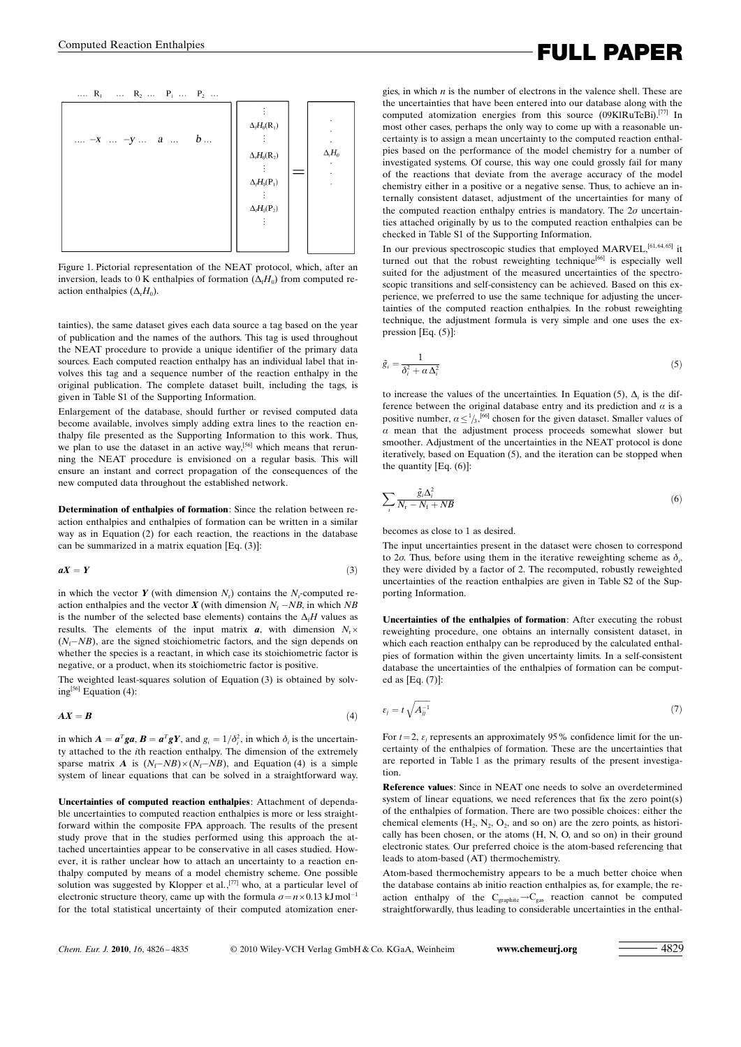Figure 1. Pictorial representation of the NEAT protocol, which, after an inversion, leads to 0 K enthalpies of formation ($\Delta_f H_0$) from computed reaction enthalpies ($\Delta_r H_0$).

tainties), the same dataset gives each data source a tag based on the year of publication and the names of the authors. This tag is used throughout the NEAT procedure to provide a unique identifier of the primary data sources. Each computed reaction enthalpy has an individual label that involves this tag and a sequence number of the reaction enthalpy in the original publication. The complete dataset built, including the tags, is given in Table S1 of the Supporting Information.

Enlargement of the database, should further or revised computed data become available, involves simply adding extra lines to the reaction enthalpy file presented as the Supporting Information to this work. Thus, we plan to use the dataset in an active way,[56] which means that rerunning the NEAT procedure is envisioned on a regular basis. This will ensure an instant and correct propagation of the consequences of the new computed data throughout the established network.

**Determination of enthalpies of formation**: Since the relation between reaction enthalpies and enthalpies of formation can be written in a similar way as in Equation (2) for each reaction, the reactions in the database can be summarized in a matrix equation [Eq. (3)]:

$$\boldsymbol{aX} = \boldsymbol{Y} \tag{3}$$

in which the vector $\boldsymbol{Y}$ (with dimension $N_r$) contains the $N_r$-computed reaction enthalpies and the vector $\boldsymbol{X}$ (with dimension $N_f - NB$, in which $NB$ is the number of the selected base elements) contains the $\Delta_f H$ values as results. The elements of the input matrix $\boldsymbol{a}$, with dimension $N_r \times (N_f - NB)$, are the signed stoichiometric factors, and the sign depends on whether the species is a reactant, in which case its stoichiometric factor is negative, or a product, when its stoichiometric factor is positive.

The weighted least-squares solution of Equation (3) is obtained by solving[56] Equation (4):

$$\boldsymbol{AX} = \boldsymbol{B} \tag{4}$$

in which $\boldsymbol{A} = \boldsymbol{a}^T\boldsymbol{ga}$, $\boldsymbol{B} = \boldsymbol{a}^T\boldsymbol{gY}$, and $g_i = 1/\delta_i^2$, in which $\delta_i$ is the uncertainty attached to the $i$th reaction enthalpy. The dimension of the extremely sparse matrix $\boldsymbol{A}$ is $(N_f - NB) \times (N_f - NB)$, and Equation (4) is a simple system of linear equations that can be solved in a straightforward way.

**Uncertainties of computed reaction enthalpies**: Attachment of dependable uncertainties to computed reaction enthalpies is more or less straightforward within the composite FPA approach. The results of the present study prove that in the studies performed using this approach the attached uncertainties appear to be conservative in all cases studied. However, it is rather unclear how to attach an uncertainty to a reaction enthalpy computed by means of a model chemistry scheme. One possible solution was suggested by Klopper et al.,[77] who, at a particular level of electronic structure theory, came up with the formula $\sigma = n \times 0.13\ \text{kJ mol}^{-1}$ for the total statistical uncertainty of their computed atomization energies, in which $n$ is the number of electrons in the valence shell. These are the uncertainties that have been entered into our database along with the computed atomization energies from this source (09KlRuTeBi).[77] In most other cases, perhaps the only way to come up with a reasonable uncertainty is to assign a mean uncertainty to the computed reaction enthalpies based on the performance of the model chemistry for a number of investigated systems. Of course, this way one could grossly fail for many of the reactions that deviate from the average accuracy of the model chemistry either in a positive or a negative sense. Thus, to achieve an internally consistent dataset, adjustment of the uncertainties for many of the computed reaction enthalpy entries is mandatory. The $2\sigma$ uncertainties attached originally by us to the computed reaction enthalpies can be checked in Table S1 of the Supporting Information.

In our previous spectroscopic studies that employed MARVEL,[61,64,65] it turned out that the robust reweighting technique[66] is especially well suited for the adjustment of the measured uncertainties of the spectroscopic transitions and self-consistency can be achieved. Based on this experience, we preferred to use the same technique for adjusting the uncertainties of the computed reaction enthalpies. In the robust reweighting technique, the adjustment formula is very simple and one uses the expression [Eq. (5)]:

$$\tilde{g}_i = \frac{1}{\delta_i^2 + \alpha \Delta_i^2} \tag{5}$$

to increase the values of the uncertainties. In Equation (5), $\Delta_i$ is the difference between the original database entry and its prediction and $\alpha$ is a positive number, $\alpha \leq {}^1/_3$,[66] chosen for the given dataset. Smaller values of $\alpha$ mean that the adjustment process proceeds somewhat slower but smoother. Adjustment of the uncertainties in the NEAT protocol is done iteratively, based on Equation (5), and the iteration can be stopped when the quantity [Eq. (6)]:

$$\sum_i \frac{\tilde{g}_i \Delta_i^2}{N_r - N_f + NB} \tag{6}$$

becomes as close to 1 as desired.

The input uncertainties present in the dataset were chosen to correspond to $2\sigma$. Thus, before using them in the iterative reweighting scheme as $\delta_i$, they were divided by a factor of 2. The recomputed, robustly reweighted uncertainties of the reaction enthalpies are given in Table S2 of the Supporting Information.

**Uncertainties of the enthalpies of formation**: After executing the robust reweighting procedure, one obtains an internally consistent dataset, in which each reaction enthalpy can be reproduced by the calculated enthalpies of formation within the given uncertainty limits. In a self-consistent database the uncertainties of the enthalpies of formation can be computed as [Eq. (7)]:

$$\varepsilon_j = t\sqrt{A_{jj}^{-1}} \tag{7}$$

For $t = 2$, $\varepsilon_j$ represents an approximately 95% confidence limit for the uncertainty of the enthalpies of formation. These are the uncertainties that are reported in Table 1 as the primary results of the present investigation.

**Reference values**: Since in NEAT one needs to solve an overdetermined system of linear equations, we need references that fix the zero point(s) of the enthalpies of formation. There are two possible choices: either the chemical elements ($H_2$, $N_2$, $O_2$, and so on) are the zero points, as historically has been chosen, or the atoms (H, N, O, and so on) in their ground electronic states. Our preferred choice is the atom-based referencing that leads to atom-based (AT) thermochemistry.

Atom-based thermochemistry appears to be a much better choice when the database contains ab initio reaction enthalpies as, for example, the reaction enthalpy of the $C_{\text{graphite}} \rightarrow C_{\text{gas}}$ reaction cannot be computed straightforwardly, thus leading to considerable uncertainties in the enthal-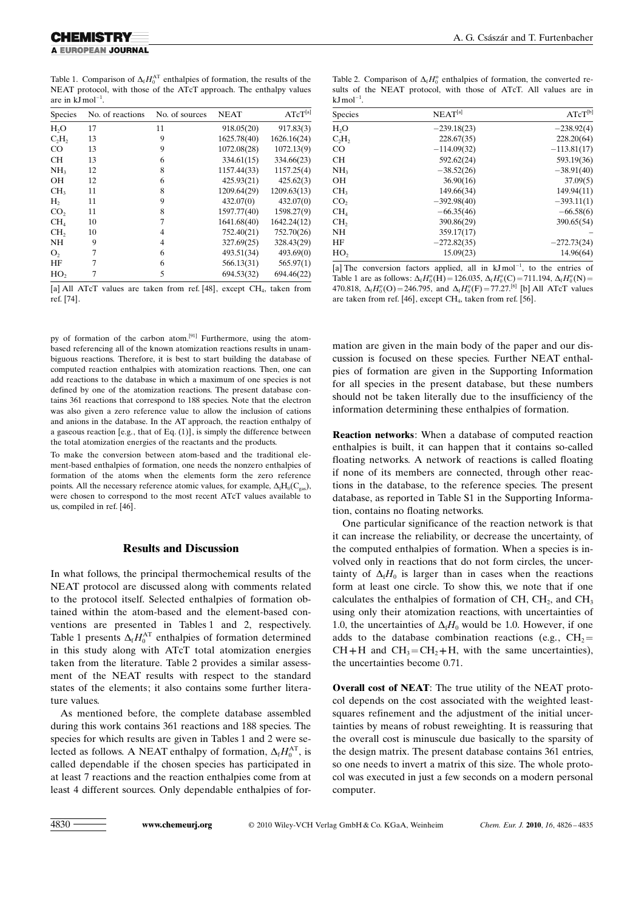Table 1. Comparison of $\Delta_f H_0^{AT}$ enthalpies of formation, the results of the NEAT protocol, with those of the ATcT approach. The enthalpy values are in kJ mol$^{-1}$.

| Species | No. of reactions | No. of sources | NEAT | ATcT[a] |
|---|---|---|---|---|
| $H_2O$ | 17 | 11 | 918.05(20) | 917.83(3) |
| $C_2H_2$ | 13 | 9 | 1625.78(40) | 1626.16(24) |
| CO | 13 | 9 | 1072.08(28) | 1072.13(9) |
| CH | 13 | 6 | 334.61(15) | 334.66(23) |
| $NH_3$ | 12 | 8 | 1157.44(33) | 1157.25(4) |
| OH | 12 | 6 | 425.93(21) | 425.62(3) |
| $CH_3$ | 11 | 8 | 1209.64(29) | 1209.63(13) |
| $H_2$ | 11 | 9 | 432.07(0) | 432.07(0) |
| $CO_2$ | 11 | 8 | 1597.77(40) | 1598.27(9) |
| $CH_4$ | 10 | 7 | 1641.68(40) | 1642.24(12) |
| $CH_2$ | 10 | 4 | 752.40(21) | 752.70(26) |
| NH | 9 | 4 | 327.69(25) | 328.43(29) |
| $O_2$ | 7 | 6 | 493.51(34) | 493.69(0) |
| HF | 7 | 6 | 566.13(31) | 565.97(1) |
| $HO_2$ | 7 | 5 | 694.53(32) | 694.46(22) |

[a] All ATcT values are taken from ref. [48], except $CH_4$, taken from ref. [74].

py of formation of the carbon atom.[91] Furthermore, using the atom-based referencing all of the known atomization reactions results in unambiguous reactions. Therefore, it is best to start building the database of computed reaction enthalpies with atomization reactions. Then, one can add reactions to the database in which a maximum of one species is not defined by one of the atomization reactions. The present database contains 361 reactions that correspond to 188 species. Note that the electron was also given a zero reference value to allow the inclusion of cations and anions in the database. In the AT approach, the reaction enthalpy of a gaseous reaction [e.g., that of Eq. (1)], is simply the difference between the total atomization energies of the reactants and the products.

To make the conversion between atom-based and the traditional element-based enthalpies of formation, one needs the nonzero enthalpies of formation of the atoms when the elements form the zero reference points. All the necessary reference atomic values, for example, $\Delta_f H_0(C_{gas})$, were chosen to correspond to the most recent ATcT values available to us, compiled in ref. [46].

## Results and Discussion

In what follows, the principal thermochemical results of the NEAT protocol are discussed along with comments related to the protocol itself. Selected enthalpies of formation obtained within the atom-based and the element-based conventions are presented in Tables 1 and 2, respectively. Table 1 presents $\Delta_f H_0^{AT}$ enthalpies of formation determined in this study along with ATcT total atomization energies taken from the literature. Table 2 provides a similar assessment of the NEAT results with respect to the standard states of the elements; it also contains some further literature values.

As mentioned before, the complete database assembled during this work contains 361 reactions and 188 species. The species for which results are given in Tables 1 and 2 were selected as follows. A NEAT enthalpy of formation, $\Delta_f H_0^{AT}$, is called dependable if the chosen species has participated in at least 7 reactions and the reaction enthalpies come from at least 4 different sources. Only dependable enthalpies of formation are given in the main body of the paper and our discussion is focused on these species. Further NEAT enthalpies of formation are given in the Supporting Information for all species in the present database, but these numbers should not be taken literally due to the insufficiency of the information determining these enthalpies of formation.

Table 2. Comparison of $\Delta_f H_0^o$ enthalpies of formation, the converted results of the NEAT protocol, with those of ATcT. All values are in kJ mol$^{-1}$.

| Species | NEAT[a] | ATcT[b] |
|---|---|---|
| $H_2O$ | −239.18(23) | −238.92(4) |
| $C_2H_2$ | 228.67(35) | 228.20(64) |
| CO | −114.09(32) | −113.81(17) |
| CH | 592.62(24) | 593.19(36) |
| $NH_3$ | −38.52(26) | −38.91(40) |
| OH | 36.90(16) | 37.09(5) |
| $CH_3$ | 149.66(34) | 149.94(11) |
| $CO_2$ | −392.98(40) | −393.11(1) |
| $CH_4$ | −66.35(46) | −66.58(6) |
| $CH_2$ | 390.86(29) | 390.65(54) |
| NH | 359.17(17) | – |
| HF | −272.82(35) | −272.73(24) |
| $HO_2$ | 15.09(23) | 14.96(64) |

[a] The conversion factors applied, all in kJ mol$^{-1}$, to the entries of Table 1 are as follows: $\Delta_f H_0^o(H) = 126.035$, $\Delta_f H_0^o(C) = 711.194$, $\Delta_f H_0^o(N) = 470.818$, $\Delta_f H_0^o(O) = 246.795$, and $\Delta_f H_0^o(F) = 77.27$.[6] [b] All ATcT values are taken from ref. [46], except $CH_4$, taken from ref. [56].

**Reaction networks**: When a database of computed reaction enthalpies is built, it can happen that it contains so-called floating networks. A network of reactions is called floating if none of its members are connected, through other reactions in the database, to the reference species. The present database, as reported in Table S1 in the Supporting Information, contains no floating networks.

One particular significance of the reaction network is that it can increase the reliability, or decrease the uncertainty, of the computed enthalpies of formation. When a species is involved only in reactions that do not form circles, the uncertainty of $\Delta_f H_0$ is larger than in cases when the reactions form at least one circle. To show this, we note that if one calculates the enthalpies of formation of CH, $CH_2$, and $CH_3$ using only their atomization reactions, with uncertainties of 1.0, the uncertainties of $\Delta_f H_0$ would be 1.0. However, if one adds to the database combination reactions (e.g., $CH_2 = CH + H$ and $CH_3 = CH_2 + H$, with the same uncertainties), the uncertainties become 0.71.

**Overall cost of NEAT**: The true utility of the NEAT protocol depends on the cost associated with the weighted least-squares refinement and the adjustment of the initial uncertainties by means of robust reweighting. It is reassuring that the overall cost is minuscule due basically to the sparsity of the design matrix. The present database contains 361 entries, so one needs to invert a matrix of this size. The whole protocol was executed in just a few seconds on a modern personal computer.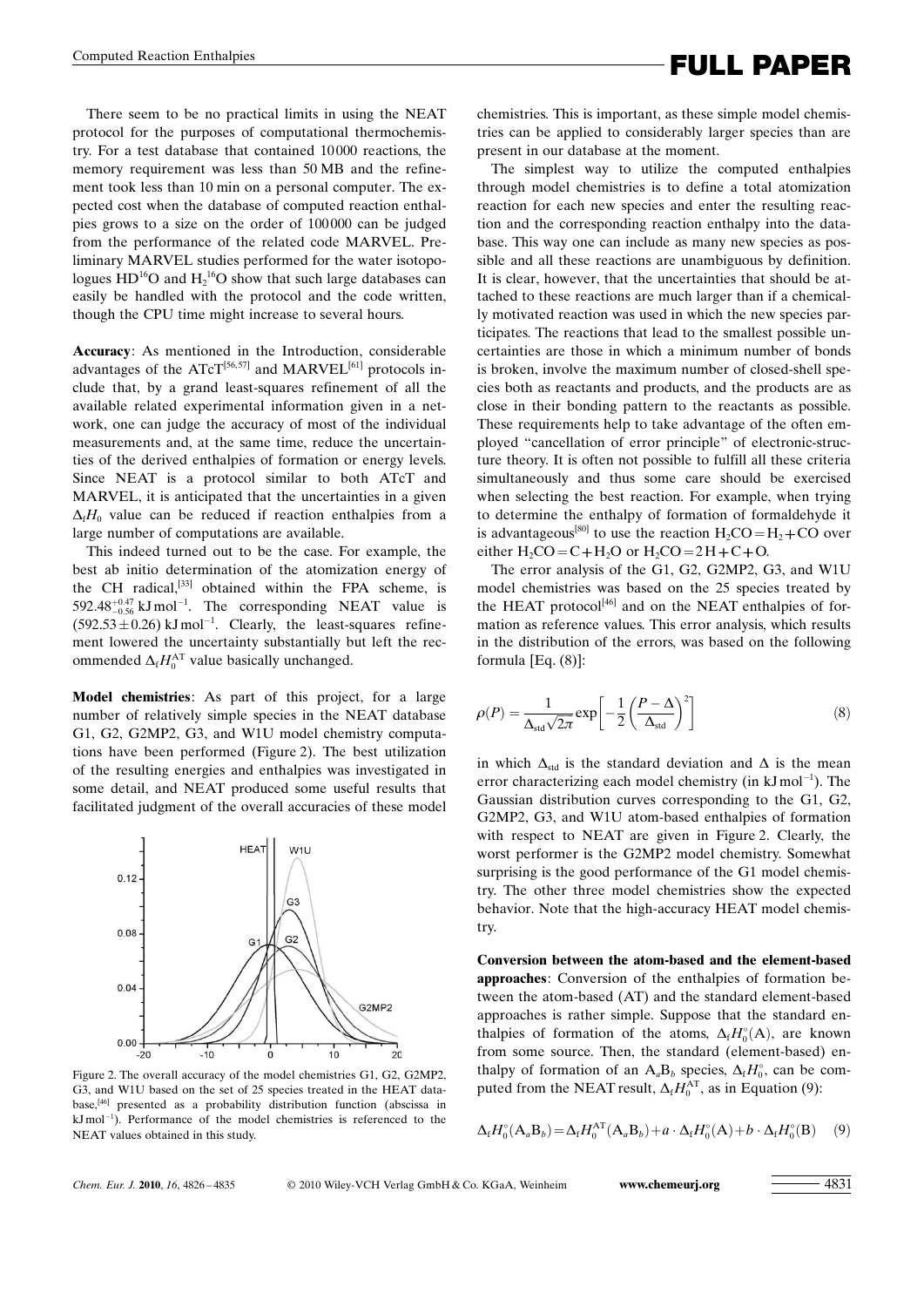There seem to be no practical limits in using the NEAT protocol for the purposes of computational thermochemistry. For a test database that contained 10000 reactions, the memory requirement was less than 50 MB and the refinement took less than 10 min on a personal computer. The expected cost when the database of computed reaction enthalpies grows to a size on the order of 100000 can be judged from the performance of the related code MARVEL. Preliminary MARVEL studies performed for the water isotopologues $HD^{16}O$ and $H_2{}^{16}O$ show that such large databases can easily be handled with the protocol and the code written, though the CPU time might increase to several hours.

**Accuracy**: As mentioned in the Introduction, considerable advantages of the ATcT[56,57] and MARVEL[61] protocols include that, by a grand least-squares refinement of all the available related experimental information given in a network, one can judge the accuracy of most of the individual measurements and, at the same time, reduce the uncertainties of the derived enthalpies of formation or energy levels. Since NEAT is a protocol similar to both ATcT and MARVEL, it is anticipated that the uncertainties in a given $\Delta_f H_0$ value can be reduced if reaction enthalpies from a large number of computations are available.

This indeed turned out to be the case. For example, the best ab initio determination of the atomization energy of the CH radical,[33] obtained within the FPA scheme, is $592.48^{+0.47}_{-0.56}$ kJ mol$^{-1}$. The corresponding NEAT value is $(592.53 \pm 0.26)$ kJ mol$^{-1}$. Clearly, the least-squares refinement lowered the uncertainty substantially but left the recommended $\Delta_f H_0^{AT}$ value basically unchanged.

**Model chemistries**: As part of this project, for a large number of relatively simple species in the NEAT database G1, G2, G2MP2, G3, and W1U model chemistry computations have been performed (Figure 2). The best utilization of the resulting energies and enthalpies was investigated in some detail, and NEAT produced some useful results that facilitated judgment of the overall accuracies of these model chemistries. This is important, as these simple model chemistries can be applied to considerably larger species than are present in our database at the moment.

Figure 2. The overall accuracy of the model chemistries G1, G2, G2MP2, G3, and W1U based on the set of 25 species treated in the HEAT database,[46] presented as a probability distribution function (abscissa in kJ mol$^{-1}$). Performance of the model chemistries is referenced to the NEAT values obtained in this study.

The simplest way to utilize the computed enthalpies through model chemistries is to define a total atomization reaction for each new species and enter the resulting reaction and the corresponding reaction enthalpy into the database. This way one can include as many new species as possible and all these reactions are unambiguous by definition. It is clear, however, that the uncertainties that should be attached to these reactions are much larger than if a chemically motivated reaction was used in which the new species participates. The reactions that lead to the smallest possible uncertainties are those in which a minimum number of bonds is broken, involve the maximum number of closed-shell species both as reactants and products, and the products are as close in their bonding pattern to the reactants as possible. These requirements help to take advantage of the often employed "cancellation of error principle" of electronic-structure theory. It is often not possible to fulfill all these criteria simultaneously and thus some care should be exercised when selecting the best reaction. For example, when trying to determine the enthalpy of formation of formaldehyde it is advantageous[80] to use the reaction $H_2CO = H_2 + CO$ over either $H_2CO = C + H_2O$ or $H_2CO = 2H + C + O$.

The error analysis of the G1, G2, G2MP2, G3, and W1U model chemistries was based on the 25 species treated by the HEAT protocol[46] and on the NEAT enthalpies of formation as reference values. This error analysis, which results in the distribution of the errors, was based on the following formula [Eq. (8)]:

$$\rho(P) = \frac{1}{\Delta_{\rm std}\sqrt{2\pi}} \exp\left[-\frac{1}{2}\left(\frac{P-\Delta}{\Delta_{\rm std}}\right)^2\right] \tag{8}$$

in which $\Delta_{\rm std}$ is the standard deviation and $\Delta$ is the mean error characterizing each model chemistry (in kJ mol$^{-1}$). The Gaussian distribution curves corresponding to the G1, G2, G2MP2, G3, and W1U atom-based enthalpies of formation with respect to NEAT are given in Figure 2. Clearly, the worst performer is the G2MP2 model chemistry. Somewhat surprising is the good performance of the G1 model chemistry. The other three model chemistries show the expected behavior. Note that the high-accuracy HEAT model chemistry.

**Conversion between the atom-based and the element-based approaches**: Conversion of the enthalpies of formation between the atom-based (AT) and the standard element-based approaches is rather simple. Suppose that the standard enthalpies of formation of the atoms, $\Delta_f H_0^\circ(A)$, are known from some source. Then, the standard (element-based) enthalpy of formation of an $A_aB_b$ species, $\Delta_f H_0^\circ$, can be computed from the NEAT result, $\Delta_f H_0^{AT}$, as in Equation (9):

$$\Delta_f H_0^\circ(A_aB_b) = \Delta_f H_0^{AT}(A_aB_b) + a \cdot \Delta_f H_0^\circ(A) + b \cdot \Delta_f H_0^\circ(B) \tag{9}$$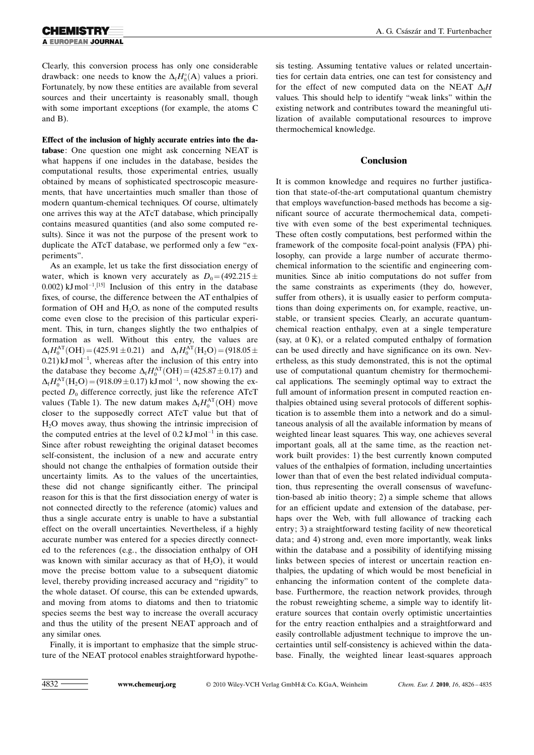Clearly, this conversion process has only one considerable drawback: one needs to know the $\Delta_f H_0^\circ(A)$ values a priori. Fortunately, by now these entities are available from several sources and their uncertainty is reasonably small, though with some important exceptions (for example, the atoms C and B).

**Effect of the inclusion of highly accurate entries into the database**: One question one might ask concerning NEAT is what happens if one includes in the database, besides the computational results, those experimental entries, usually obtained by means of sophisticated spectroscopic measurements, that have uncertainties much smaller than those of modern quantum-chemical techniques. Of course, ultimately one arrives this way at the ATcT database, which principally contains measured quantities (and also some computed results). Since it was not the purpose of the present work to duplicate the ATcT database, we performed only a few "experiments".

As an example, let us take the first dissociation energy of water, which is known very accurately as $D_0 = (492.215 \pm 0.002)\ \text{kJ mol}^{-1}$.[15] Inclusion of this entry in the database fixes, of course, the difference between the AT enthalpies of formation of OH and $H_2O$, as none of the computed results come even close to the precision of this particular experiment. This, in turn, changes slightly the two enthalpies of formation as well. Without this entry, the values are $\Delta_f H_0^{AT}(OH) = (425.91 \pm 0.21)$ and $\Delta_f H_0^{AT}(H_2O) = (918.05 \pm 0.21)\ \text{kJ mol}^{-1}$, whereas after the inclusion of this entry into the database they become $\Delta_f H_0^{AT}(OH) = (425.87 \pm 0.17)$ and $\Delta_f H_0^{AT}(H_2O) = (918.09 \pm 0.17)\ \text{kJ mol}^{-1}$, now showing the expected $D_0$ difference correctly, just like the reference ATcT values (Table 1). The new datum makes $\Delta_f H_0^{AT}(OH)$ move closer to the supposedly correct ATcT value but that of $H_2O$ moves away, thus showing the intrinsic imprecision of the computed entries at the level of $0.2\ \text{kJ mol}^{-1}$ in this case. Since after robust reweighting the original dataset becomes self-consistent, the inclusion of a new and accurate entry should not change the enthalpies of formation outside their uncertainty limits. As to the values of the uncertainties, these did not change significantly either. The principal reason for this is that the first dissociation energy of water is not connected directly to the reference (atomic) values and thus a single accurate entry is unable to have a substantial effect on the overall uncertainties. Nevertheless, if a highly accurate number was entered for a species directly connected to the references (e.g., the dissociation enthalpy of OH was known with similar accuracy as that of $H_2O$), it would move the precise bottom value to a subsequent diatomic level, thereby providing increased accuracy and "rigidity" to the whole dataset. Of course, this can be extended upwards, and moving from atoms to diatoms and then to triatomic species seems the best way to increase the overall accuracy and thus the utility of the present NEAT approach and of any similar ones.

Finally, it is important to emphasize that the simple structure of the NEAT protocol enables straightforward hypothesis testing. Assuming tentative values or related uncertainties for certain data entries, one can test for consistency and for the effect of new computed data on the NEAT $\Delta_f H$ values. This should help to identify "weak links" within the existing network and contributes toward the meaningful utilization of available computational resources to improve thermochemical knowledge.

## Conclusion

It is common knowledge and requires no further justification that state-of-the-art computational quantum chemistry that employs wavefunction-based methods has become a significant source of accurate thermochemical data, competitive with even some of the best experimental techniques. These often costly computations, best performed within the framework of the composite focal-point analysis (FPA) philosophy, can provide a large number of accurate thermochemical information to the scientific and engineering communities. Since ab initio computations do not suffer from the same constraints as experiments (they do, however, suffer from others), it is usually easier to perform computations than doing experiments on, for example, reactive, unstable, or transient species. Clearly, an accurate quantum-chemical reaction enthalpy, even at a single temperature (say, at 0 K), or a related computed enthalpy of formation can be used directly and have significance on its own. Nevertheless, as this study demonstrated, this is not the optimal use of computational quantum chemistry for thermochemical applications. The seemingly optimal way to extract the full amount of information present in computed reaction enthalpies obtained using several protocols of different sophistication is to assemble them into a network and do a simultaneous analysis of all the available information by means of weighted linear least squares. This way, one achieves several important goals, all at the same time, as the reaction network built provides: 1) the best currently known computed values of the enthalpies of formation, including uncertainties lower than that of even the best related individual computation, thus representing the overall consensus of wavefunction-based ab initio theory; 2) a simple scheme that allows for an efficient update and extension of the database, perhaps over the Web, with full allowance of tracking each entry; 3) a straightforward testing facility of new theoretical data; and 4) strong and, even more importantly, weak links within the database and a possibility of identifying missing links between species of interest or uncertain reaction enthalpies, the updating of which would be most beneficial in enhancing the information content of the complete database. Furthermore, the reaction network provides, through the robust reweighting scheme, a simple way to identify literature sources that contain overly optimistic uncertainties for the entry reaction enthalpies and a straightforward and easily controllable adjustment technique to improve the uncertainties until self-consistency is achieved within the database. Finally, the weighted linear least-squares approach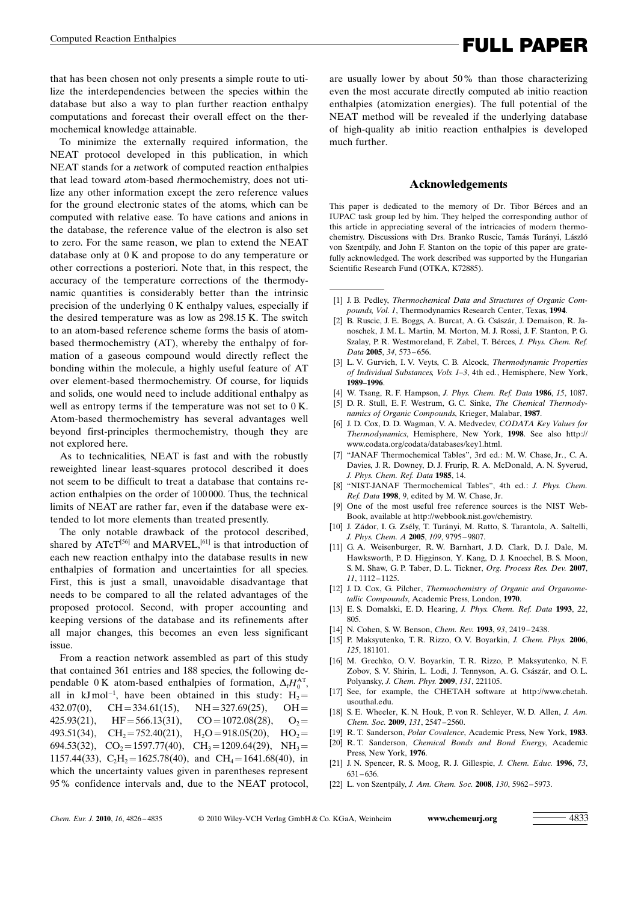that has been chosen not only presents a simple route to utilize the interdependencies between the species within the database but also a way to plan further reaction enthalpy computations and forecast their overall effect on the thermochemical knowledge attainable.

To minimize the externally required information, the NEAT protocol developed in this publication, in which NEAT stands for a *n*etwork of computed reaction *e*nthalpies that lead toward *a*tom-based *t*hermochemistry, does not utilize any other information except the zero reference values for the ground electronic states of the atoms, which can be computed with relative ease. To have cations and anions in the database, the reference value of the electron is also set to zero. For the same reason, we plan to extend the NEAT database only at 0 K and propose to do any temperature or other corrections a posteriori. Note that, in this respect, the accuracy of the temperature corrections of the thermodynamic quantities is considerably better than the intrinsic precision of the underlying 0 K enthalpy values, especially if the desired temperature was as low as 298.15 K. The switch to an atom-based reference scheme forms the basis of atom-based thermochemistry (AT), whereby the enthalpy of formation of a gaseous compound would directly reflect the bonding within the molecule, a highly useful feature of AT over element-based thermochemistry. Of course, for liquids and solids, one would need to include additional enthalpy as well as entropy terms if the temperature was not set to 0 K. Atom-based thermochemistry has several advantages well beyond first-principles thermochemistry, though they are not explored here.

As to technicalities, NEAT is fast and with the robustly reweighted linear least-squares protocol described it does not seem to be difficult to treat a database that contains reaction enthalpies on the order of 100 000. Thus, the technical limits of NEAT are rather far, even if the database were extended to lot more elements than treated presently.

The only notable drawback of the protocol described, shared by ATcT[56] and MARVEL,[61] is that introduction of each new reaction enthalpy into the database results in new enthalpies of formation and uncertainties for all species. First, this is just a small, unavoidable disadvantage that needs to be compared to all the related advantages of the proposed protocol. Second, with proper accounting and keeping versions of the database and its refinements after all major changes, this becomes an even less significant issue.

From a reaction network assembled as part of this study that contained 361 entries and 188 species, the following dependable 0 K atom-based enthalpies of formation, $\Delta_f H_0^{AT}$, all in kJ mol$^{-1}$, have been obtained in this study: $H_2$ = 432.07(0), CH = 334.61(15), NH = 327.69(25), OH = 425.93(21), HF = 566.13(31), CO = 1072.08(28), $O_2$ = 493.51(34), $CH_2$ = 752.40(21), $H_2O$ = 918.05(20), $HO_2$ = 694.53(32), $CO_2$ = 1597.77(40), $CH_3$ = 1209.64(29), $NH_3$ = 1157.44(33), $C_2H_2$ = 1625.78(40), and $CH_4$ = 1641.68(40), in which the uncertainty values given in parentheses represent 95 % confidence intervals and, due to the NEAT protocol, are usually lower by about 50 % than those characterizing even the most accurate directly computed ab initio reaction enthalpies (atomization energies). The full potential of the NEAT method will be revealed if the underlying database of high-quality ab initio reaction enthalpies is developed much further.

## Acknowledgements

This paper is dedicated to the memory of Dr. Tibor Bérces and an IUPAC task group led by him. They helped the corresponding author of this article in appreciating several of the intricacies of modern thermochemistry. Discussions with Drs. Branko Ruscic, Tamás Turányi, László von Szentpály, and John F. Stanton on the topic of this paper are gratefully acknowledged. The work described was supported by the Hungarian Scientific Research Fund (OTKA, K72885).

---

[1] J. B. Pedley, *Thermochemical Data and Structures of Organic Compounds, Vol. 1*, Thermodynamics Research Center, Texas, **1994**.

[2] B. Ruscic, J. E. Boggs, A. Burcat, A. G. Császár, J. Demaison, R. Janoschek, J. M. L. Martin, M. Morton, M. J. Rossi, J. F. Stanton, P. G. Szalay, P. R. Westmoreland, F. Zabel, T. Bérces, *J. Phys. Chem. Ref. Data* **2005**, *34*, 573–656.

[3] L. V. Gurvich, I. V. Veyts, C. B. Alcock, *Thermodynamic Properties of Individual Substances, Vols. 1–3*, 4th ed., Hemisphere, New York, **1989–1996**.

[4] W. Tsang, R. F. Hampson, *J. Phys. Chem. Ref. Data* **1986**, *15*, 1087.

[5] D. R. Stull, E. F. Westrum, G. C. Sinke, *The Chemical Thermodynamics of Organic Compounds*, Krieger, Malabar, **1987**.

[6] J. D. Cox, D. D. Wagman, V. A. Medvedev, *CODATA Key Values for Thermodynamics*, Hemisphere, New York, **1998**. See also http://www.codata.org/codata/databases/key1.html.

[7] "JANAF Thermochemical Tables", 3rd ed.: M. W. Chase, Jr., C. A. Davies, J. R. Downey, D. J. Frurip, R. A. McDonald, A. N. Syverud, *J. Phys. Chem. Ref. Data* **1985**, 14.

[8] "NIST-JANAF Thermochemical Tables", 4th ed.: *J. Phys. Chem. Ref. Data* **1998**, 9, edited by M. W. Chase, Jr.

[9] One of the most useful free reference sources is the NIST WebBook, available at http://webbook.nist.gov/chemistry.

[10] J. Zádor, I. G. Zsély, T. Turányi, M. Ratto, S. Tarantola, A. Saltelli, *J. Phys. Chem. A* **2005**, *109*, 9795–9807.

[11] G. A. Weisenburger, R. W. Barnhart, J. D. Clark, D. J. Dale, M. Hawksworth, P. D. Higginson, Y. Kang, D. J. Knoechel, B. S. Moon, S. M. Shaw, G. P. Taber, D. L. Tickner, *Org. Process Res. Dev.* **2007**, *11*, 1112–1125.

[12] J. D. Cox, G. Pilcher, *Thermochemistry of Organic and Organometallic Compounds*, Academic Press, London, **1970**.

[13] E. S. Domalski, E. D. Hearing, *J. Phys. Chem. Ref. Data* **1993**, *22*, 805.

[14] N. Cohen, S. W. Benson, *Chem. Rev.* **1993**, *93*, 2419–2438.

[15] P. Maksyutenko, T. R. Rizzo, O. V. Boyarkin, *J. Chem. Phys.* **2006**, *125*, 181101.

[16] M. Grechko, O. V. Boyarkin, T. R. Rizzo, P. Maksyutenko, N. F. Zobov, S. V. Shirin, L. Lodi, J. Tennyson, A. G. Császár, and O. L. Polyansky, *J. Chem. Phys.* **2009**, *131*, 221105.

[17] See, for example, the CHETAH software at http://www.chetah.usouthal.edu.

[18] S. E. Wheeler, K. N. Houk, P. von R. Schleyer, W. D. Allen, *J. Am. Chem. Soc.* **2009**, *131*, 2547–2560.

[19] R. T. Sanderson, *Polar Covalence*, Academic Press, New York, **1983**.

[20] R. T. Sanderson, *Chemical Bonds and Bond Energy*, Academic Press, New York, **1976**.

[21] J. N. Spencer, R. S. Moog, R. J. Gillespie, *J. Chem. Educ.* **1996**, *73*, 631–636.

[22] L. von Szentpály, *J. Am. Chem. Soc.* **2008**, *130*, 5962–5973.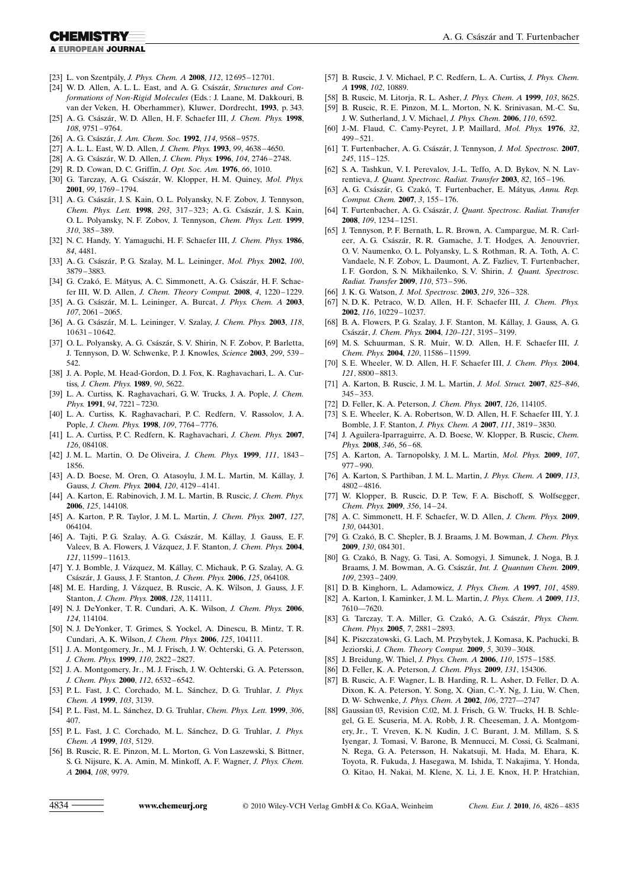[23] L. von Szentpály, *J. Phys. Chem. A* **2008**, *112*, 12695–12701.

[24] W. D. Allen, A. L. L. East, and A. G. Császár, *Structures and Conformations of Non-Rigid Molecules* (Eds.: J. Laane, M. Dakkouri, B. van der Veken, H. Oberhammer), Kluwer, Dordrecht, **1993**, p. 343.

[25] A. G. Császár, W. D. Allen, H. F. Schaefer III, *J. Chem. Phys.* **1998**, *108*, 9751–9764.

[26] A. G. Császár, *J. Am. Chem. Soc.* **1992**, *114*, 9568–9575.

[27] A. L. L. East, W. D. Allen, *J. Chem. Phys.* **1993**, *99*, 4638–4650.

[28] A. G. Császár, W. D. Allen, *J. Chem. Phys.* **1996**, *104*, 2746–2748.

[29] R. D. Cowan, D. C. Griffin, *J. Opt. Soc. Am.* **1976**, *66*, 1010.

[30] G. Tarczay, A. G. Császár, W. Klopper, H. M. Quiney, *Mol. Phys.* **2001**, *99*, 1769–1794.

[31] A. G. Császár, J. S. Kain, O. L. Polyansky, N. F. Zobov, J. Tennyson, *Chem. Phys. Lett.* **1998**, *293*, 317–323; A. G. Császár, J. S. Kain, O. L. Polyansky, N. F. Zobov, J. Tennyson, *Chem. Phys. Lett.* **1999**, *310*, 385–389.

[32] N. C. Handy, Y. Yamaguchi, H. F. Schaefer III, *J. Chem. Phys.* **1986**, *84*, 4481.

[33] A. G. Császár, P. G. Szalay, M. L. Leininger, *Mol. Phys.* **2002**, *100*, 3879–3883.

[34] G. Czakó, E. Mátyus, A. C. Simmonett, A. G. Császár, H. F. Schaefer III, W. D. Allen, *J. Chem. Theory Comput.* **2008**, *4*, 1220–1229.

[35] A. G. Császár, M. L. Leininger, A. Burcat, *J. Phys. Chem. A* **2003**, *107*, 2061–2065.

[36] A. G. Császár, M. L. Leininger, V. Szalay, *J. Chem. Phys.* **2003**, *118*, 10631–10642.

[37] O. L. Polyansky, A. G. Császár, S. V. Shirin, N. F. Zobov, P. Barletta, J. Tennyson, D. W. Schwenke, P. J. Knowles, *Science* **2003**, *299*, 539–542.

[38] J. A. Pople, M. Head-Gordon, D. J. Fox, K. Raghavachari, L. A. Curtiss, *J. Chem. Phys.* **1989**, *90*, 5622.

[39] L. A. Curtiss, K. Raghavachari, G. W. Trucks, J. A. Pople, *J. Chem. Phys.* **1991**, *94*, 7221–7230.

[40] L. A. Curtiss, K. Raghavachari, P. C. Redfern, V. Rassolov, J. A. Pople, *J. Chem. Phys.* **1998**, *109*, 7764–7776.

[41] L. A. Curtiss, P. C. Redfern, K. Raghavachari, *J. Chem. Phys.* **2007**, *126*, 084108.

[42] J. M. L. Martin, O. De Oliveira, *J. Chem. Phys.* **1999**, *111*, 1843–1856.

[43] A. D. Boese, M. Oren, O. Atasoylu, J. M. L. Martin, M. Kállay, J. Gauss, *J. Chem. Phys.* **2004**, *120*, 4129–4141.

[44] A. Karton, E. Rabinovich, J. M. L. Martin, B. Ruscic, *J. Chem. Phys.* **2006**, *125*, 144108.

[45] A. Karton, P. R. Taylor, J. M. L. Martin, *J. Chem. Phys.* **2007**, *127*, 064104.

[46] A. Tajti, P. G. Szalay, A. G. Császár, M. Kállay, J. Gauss, E. F. Valeev, B. A. Flowers, J. Vázquez, J. F. Stanton, *J. Chem. Phys.* **2004**, *121*, 11599–11613.

[47] Y. J. Bomble, J. Vázquez, M. Kállay, C. Michauk, P. G. Szalay, A. G. Császár, J. Gauss, J. F. Stanton, *J. Chem. Phys.* **2006**, *125*, 064108.

[48] M. E. Harding, J. Vázquez, B. Ruscic, A. K. Wilson, J. Gauss, J. F. Stanton, *J. Chem. Phys.* **2008**, *128*, 114111.

[49] N. J. DeYonker, T. R. Cundari, A. K. Wilson, *J. Chem. Phys.* **2006**, *124*, 114104.

[50] N. J. DeYonker, T. Grimes, S. Yockel, A. Dinescu, B. Mintz, T. R. Cundari, A. K. Wilson, *J. Chem. Phys.* **2006**, *125*, 104111.

[51] J. A. Montgomery, Jr., M. J. Frisch, J. W. Ochterski, G. A. Petersson, *J. Chem. Phys.* **1999**, *110*, 2822–2827.

[52] J. A. Montgomery, Jr., M. J. Frisch, J. W. Ochterski, G. A. Petersson, *J. Chem. Phys.* **2000**, *112*, 6532–6542.

[53] P. L. Fast, J. C. Corchado, M. L. Sánchez, D. G. Truhlar, *J. Phys. Chem. A* **1999**, *103*, 3139.

[54] P. L. Fast, M. L. Sánchez, D. G. Truhlar, *Chem. Phys. Lett.* **1999**, *306*, 407.

[55] P. L. Fast, J. C. Corchado, M. L. Sánchez, D. G. Truhlar, *J. Phys. Chem. A* **1999**, *103*, 5129.

[56] B. Ruscic, R. E. Pinzon, M. L. Morton, G. Von Laszewski, S. Bittner, S. G. Nijsure, K. A. Amin, M. Minkoff, A. F. Wagner, *J. Phys. Chem. A* **2004**, *108*, 9979.

[57] B. Ruscic, J. V. Michael, P. C. Redfern, L. A. Curtiss, *J. Phys. Chem. A* **1998**, *102*, 10889.

[58] B. Ruscic, M. Litorja, R. L. Asher, *J. Phys. Chem. A* **1999**, *103*, 8625.

[59] B. Ruscic, R. E. Pinzon, M. L. Morton, N. K. Srinivasan, M.-C. Su, J. W. Sutherland, J. V. Michael, *J. Phys. Chem.* **2006**, *110*, 6592.

[60] J.-M. Flaud, C. Camy-Peyret, J. P. Maillard, *Mol. Phys.* **1976**, *32*, 499–521.

[61] T. Furtenbacher, A. G. Császár, J. Tennyson, *J. Mol. Spectrosc.* **2007**, *245*, 115–125.

[62] S. A. Tashkun, V. I. Perevalov, J.-L. Teffo, A. D. Bykov, N. N. Lavrentieva, *J. Quant. Spectrosc. Radiat. Transfer* **2003**, *82*, 165–196.

[63] A. G. Császár, G. Czakó, T. Furtenbacher, E. Mátyus, *Annu. Rep. Comput. Chem.* **2007**, *3*, 155–176.

[64] T. Furtenbacher, A. G. Császár, *J. Quant. Spectrosc. Radiat. Transfer* **2008**, *109*, 1234–1251.

[65] J. Tennyson, P. F. Bernath, L. R. Brown, A. Campargue, M. R. Carleer, A. G. Császár, R. R. Gamache, J. T. Hodges, A. Jenouvrier, O. V. Naumenko, O. L. Polyansky, L. S. Rothman, R. A. Toth, A. C. Vandaele, N. F. Zobov, L. Daumont, A. Z. Fazliev, T. Furtenbacher, I. F. Gordon, S. N. Mikhailenko, S. V. Shirin, *J. Quant. Spectrosc. Radiat. Transfer* **2009**, *110*, 573–596.

[66] J. K. G. Watson, *J. Mol. Spectrosc.* **2003**, *219*, 326–328.

[67] N. D. K. Petraco, W. D. Allen, H. F. Schaefer III, *J. Chem. Phys.* **2002**, *116*, 10229–10237.

[68] B. A. Flowers, P. G. Szalay, J. F. Stanton, M. Kállay, J. Gauss, A. G. Császár, *J. Chem. Phys.* **2004**, *120–121*, 3195–3199.

[69] M. S. Schuurman, S. R. Muir, W. D. Allen, H. F. Schaefer III, *J. Chem. Phys.* **2004**, *120*, 11586–11599.

[70] S. E. Wheeler, W. D. Allen, H. F. Schaefer III, *J. Chem. Phys.* **2004**, *121*, 8800–8813.

[71] A. Karton, B. Ruscic, J. M. L. Martin, *J. Mol. Struct.* **2007**, *825–846*, 345–353.

[72] D. Feller, K. A. Peterson, *J. Chem. Phys.* **2007**, *126*, 114105.

[73] S. E. Wheeler, K. A. Robertson, W. D. Allen, H. F. Schaefer III, Y. J. Bomble, J. F. Stanton, *J. Phys. Chem. A* **2007**, *111*, 3819–3830.

[74] J. Aguilera-Iparraguirre, A. D. Boese, W. Klopper, B. Ruscic, *Chem. Phys.* **2008**, *346*, 56–68.

[75] A. Karton, A. Tarnopolsky, J. M. L. Martin, *Mol. Phys.* **2009**, *107*, 977–990.

[76] A. Karton, S. Parthiban, J. M. L. Martin, *J. Phys. Chem. A* **2009**, *113*, 4802–4816.

[77] W. Klopper, B. Ruscic, D. P. Tew, F. A. Bischoff, S. Wolfsegger, *Chem. Phys.* **2009**, *356*, 14–24.

[78] A. C. Simmonett, H. F. Schaefer, W. D. Allen, *J. Chem. Phys.* **2009**, *130*, 044301.

[79] G. Czakó, B. C. Shepler, B. J. Braams, J. M. Bowman, *J. Chem. Phys.* **2009**, *130*, 084301.

[80] G. Czakó, B. Nagy, G. Tasi, A. Somogyi, J. Simunek, J. Noga, B. J. Braams, J. M. Bowman, A. G. Császár, *Int. J. Quantum Chem.* **2009**, *109*, 2393–2409.

[81] D. B. Kinghorn, L. Adamowicz, *J. Phys. Chem. A* **1997**, *101*, 4589.

[82] A. Karton, I. Kaminker, J. M. L. Martin, *J. Phys. Chem. A* **2009**, *113*, 7610—7620.

[83] G. Tarczay, T. A. Miller, G. Czakó, A. G. Császár, *Phys. Chem. Chem. Phys.* **2005**, *7*, 2881–2893.

[84] K. Piszczatowski, G. Lach, M. Przybytek, J. Komasa, K. Pachucki, B. Jeziorski, *J. Chem. Theory Comput.* **2009**, *5*, 3039–3048.

[85] J. Breidung, W. Thiel, *J. Phys. Chem. A* **2006**, *110*, 1575–1585.

[86] D. Feller, K. A. Peterson, *J. Chem. Phys.* **2009**, *131*, 154306.

[87] B. Ruscic, A. F. Wagner, L. B. Harding, R. L. Asher, D. Feller, D. A. Dixon, K. A. Peterson, Y. Song, X. Qian, C.-Y. Ng, J. Liu, W. Chen, D. W- Schwenke, *J. Phys. Chem. A* **2002**, *106*, 2727—2747

[88] Gaussian 03, Revision C.02, M. J. Frisch, G. W. Trucks, H. B. Schlegel, G. E. Scuseria, M. A. Robb, J. R. Cheeseman, J. A. Montgomery, Jr., T. Vreven, K. N. Kudin, J. C. Burant, J. M. Millam, S. S. Iyengar, J. Tomasi, V. Barone, B. Mennucci, M. Cossi, G. Scalmani, N. Rega, G. A. Petersson, H. Nakatsuji, M. Hada, M. Ehara, K. Toyota, R. Fukuda, J. Hasegawa, M. Ishida, T. Nakajima, Y. Honda, O. Kitao, H. Nakai, M. Klene, X. Li, J. E. Knox, H. P. Hratchian,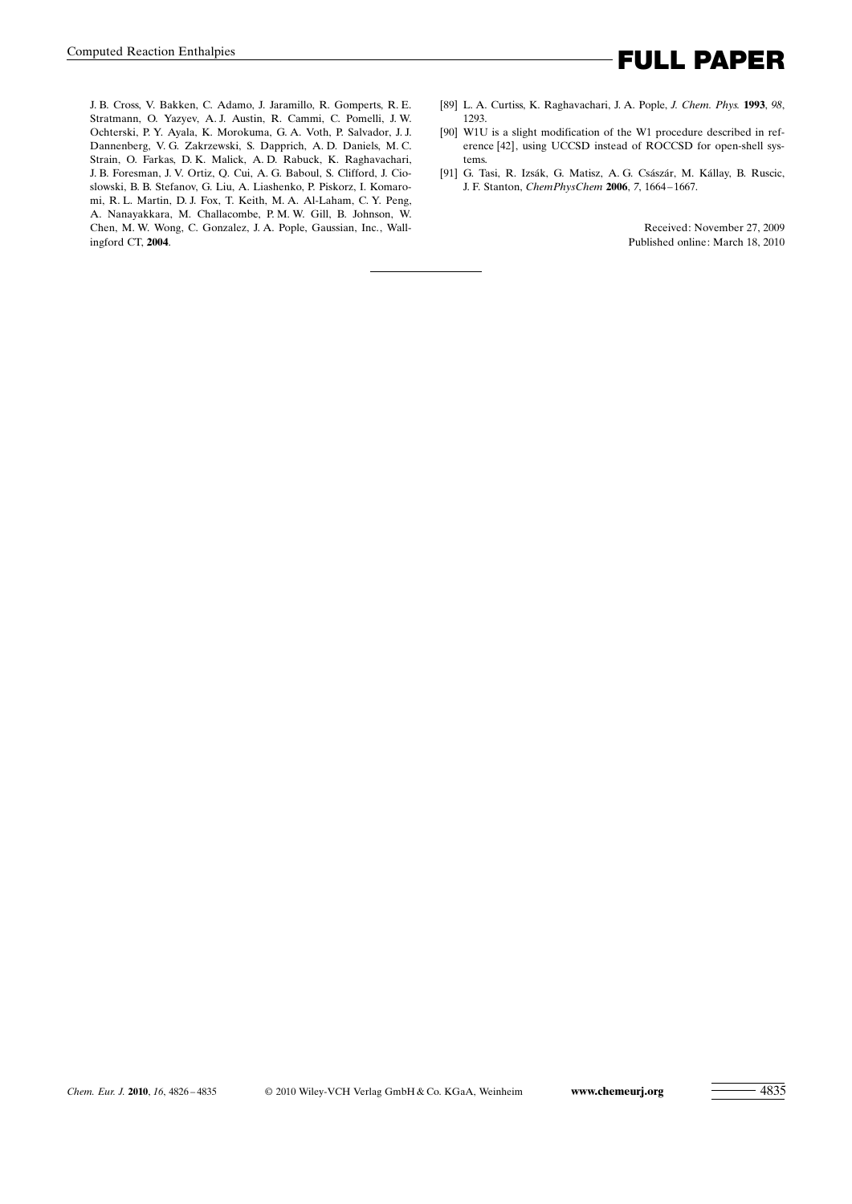J. B. Cross, V. Bakken, C. Adamo, J. Jaramillo, R. Gomperts, R. E. Stratmann, O. Yazyev, A. J. Austin, R. Cammi, C. Pomelli, J. W. Ochterski, P. Y. Ayala, K. Morokuma, G. A. Voth, P. Salvador, J. J. Dannenberg, V. G. Zakrzewski, S. Dapprich, A. D. Daniels, M. C. Strain, O. Farkas, D. K. Malick, A. D. Rabuck, K. Raghavachari, J. B. Foresman, J. V. Ortiz, Q. Cui, A. G. Baboul, S. Clifford, J. Cioslowski, B. B. Stefanov, G. Liu, A. Liashenko, P. Piskorz, I. Komaromi, R. L. Martin, D. J. Fox, T. Keith, M. A. Al-Laham, C. Y. Peng, A. Nanayakkara, M. Challacombe, P. M. W. Gill, B. Johnson, W. Chen, M. W. Wong, C. Gonzalez, J. A. Pople, Gaussian, Inc., Wallingford CT, **2004**.

[89] L. A. Curtiss, K. Raghavachari, J. A. Pople, *J. Chem. Phys.* **1993**, *98*, 1293.

[90] W1U is a slight modification of the W1 procedure described in reference [42], using UCCSD instead of ROCCSD for open-shell systems.

[91] G. Tasi, R. Izsák, G. Matisz, A. G. Császár, M. Kállay, B. Ruscic, J. F. Stanton, *ChemPhysChem* **2006**, *7*, 1664–1667.

Received: November 27, 2009
Published online: March 18, 2010